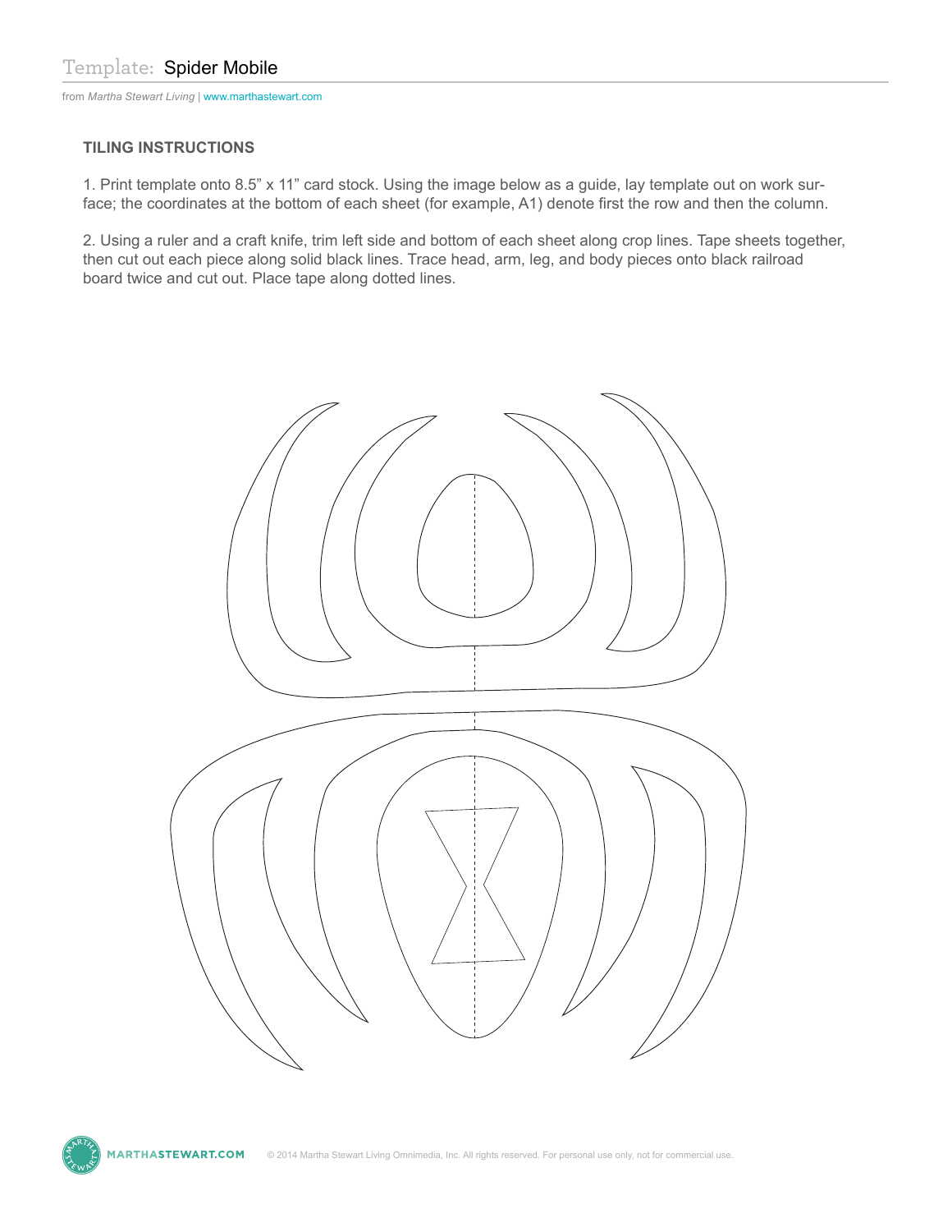# Template: Spider Mobile

from *Martha Stewart Living* | www.marthastewart.com

### TILING INSTRUCTIONS

1. Print template onto 8.5" x 11" card stock. Using the image below as a guide, lay template out on work surface; the coordinates at the bottom of each sheet (for example, A1) denote first the row and then the column.

2. Using a ruler and a craft knife, trim left side and bottom of each sheet along crop lines. Tape sheets together, then cut out each piece along solid black lines. Trace head, arm, leg, and body pieces onto black railroad board twice and cut out. Place tape along dotted lines.

© 2014 Martha Stewart Living Omnimedia, Inc. All rights reserved. For personal use only, not for commercial use.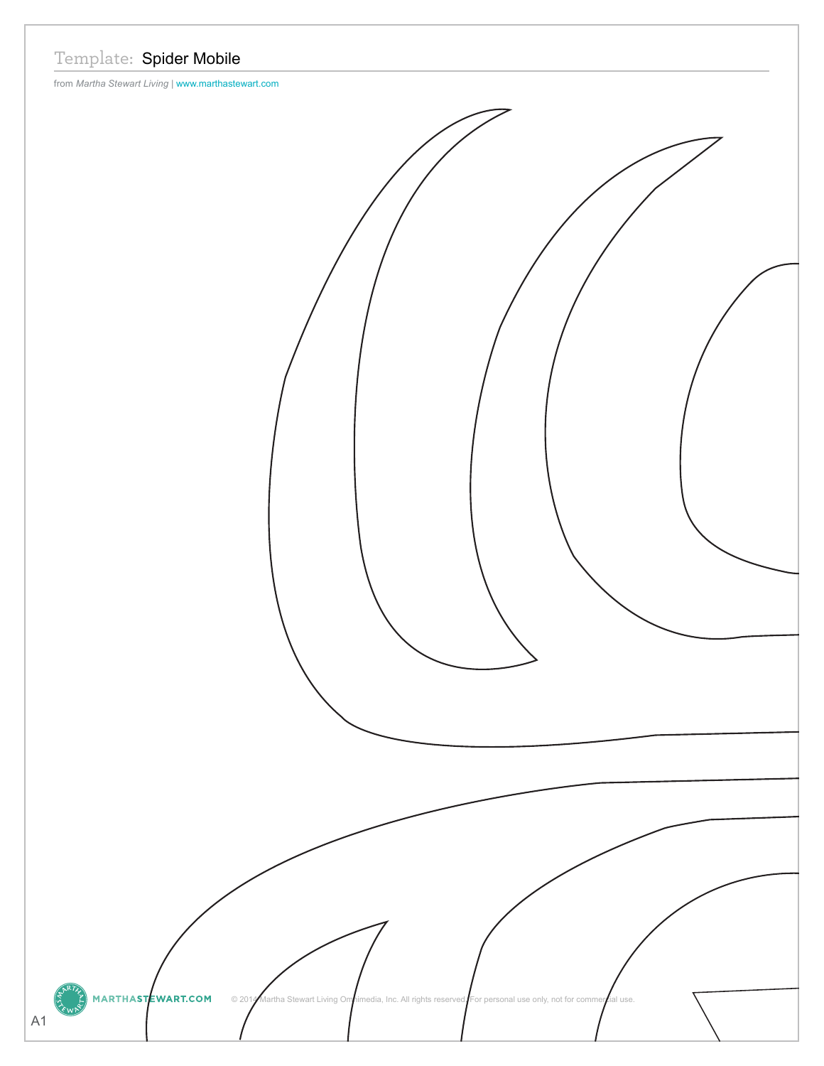Template: Spider Mobile

from *Martha Stewart Living* | www.marthastewart.com

A1

MARTHASTEWART.COM © 2014 Martha Stewart Living Omnimedia, Inc. All rights reserved. For personal use only, not for commercial use.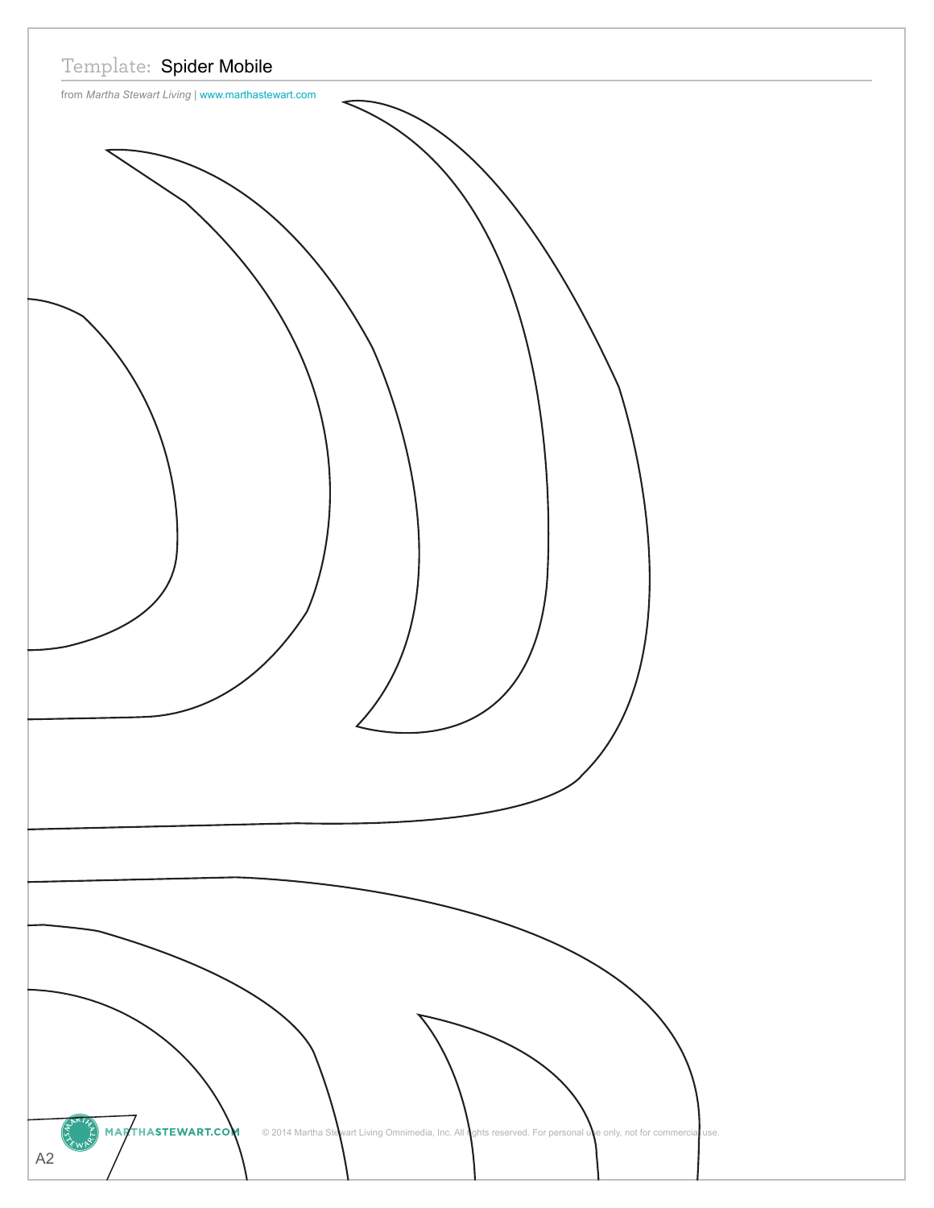Template: Spider Mobile

from *Martha Stewart Living* | www.marthastewart.com

A2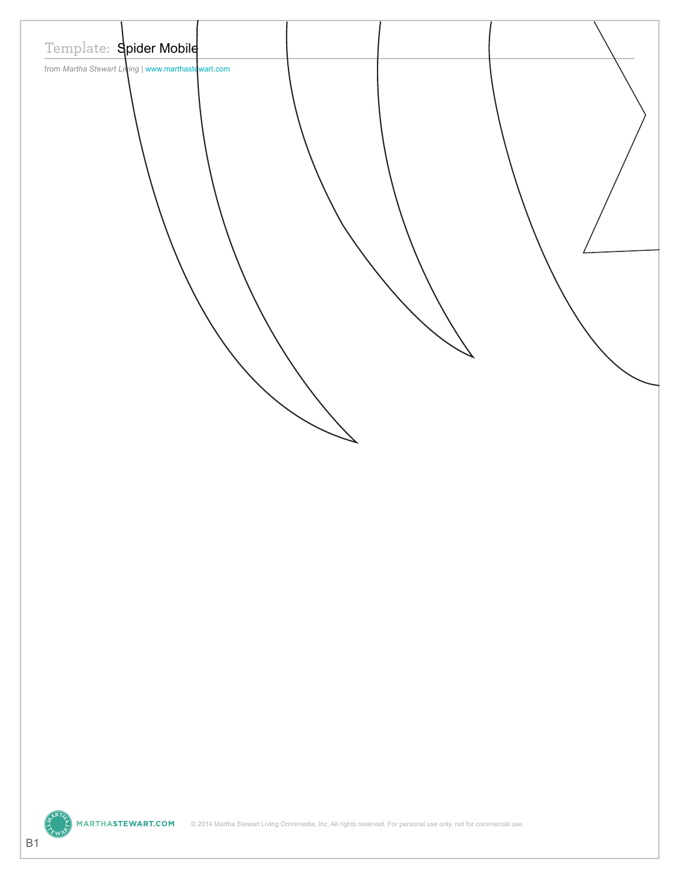Template: Spider Mobile

from *Martha Stewart Living* | www.marthastewart.com

B1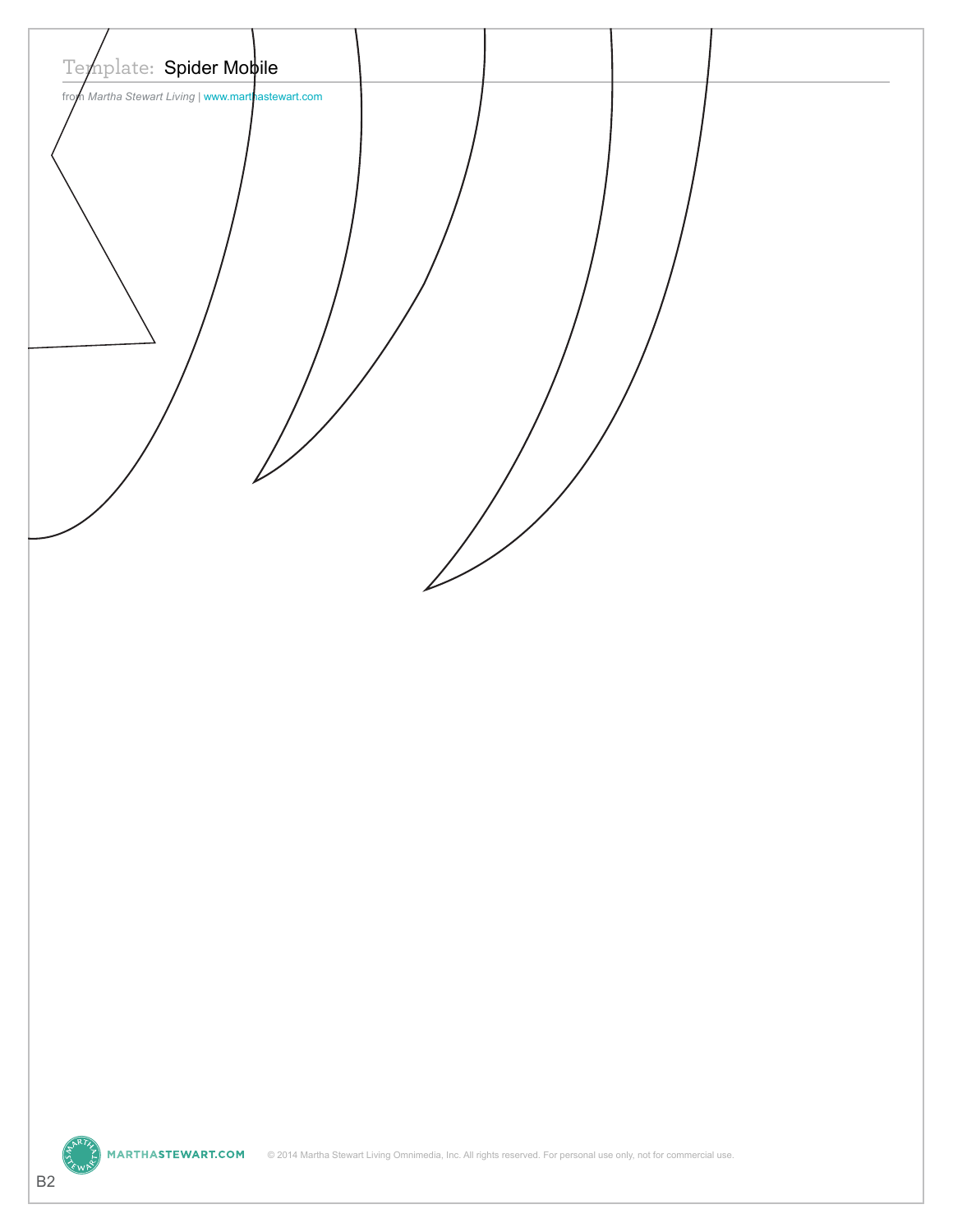# Template: Spider Mobile

from *Martha Stewart Living* | www.marthastewart.com

MARTHASTEWART.COM © 2014 Martha Stewart Living Omnimedia, Inc. All rights reserved. For personal use only, not for commercial use.

B2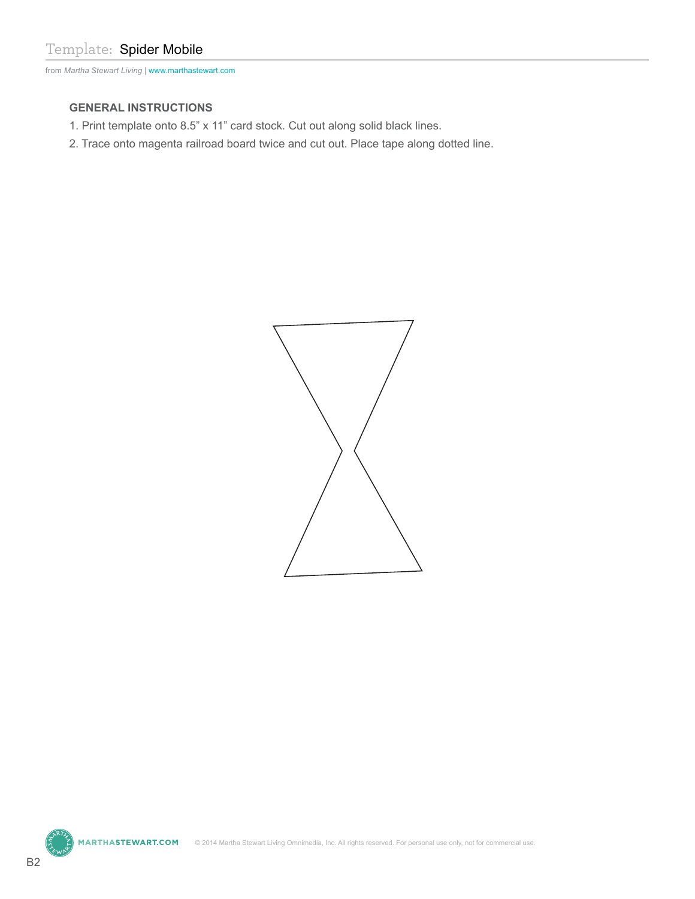Template: Spider Mobile

from *Martha Stewart Living* | www.marthastewart.com

**GENERAL INSTRUCTIONS**

1. Print template onto 8.5" x 11" card stock. Cut out along solid black lines.
2. Trace onto magenta railroad board twice and cut out. Place tape along dotted line.

© 2014 Martha Stewart Living Omnimedia, Inc. All rights reserved. For personal use only, not for commercial use.